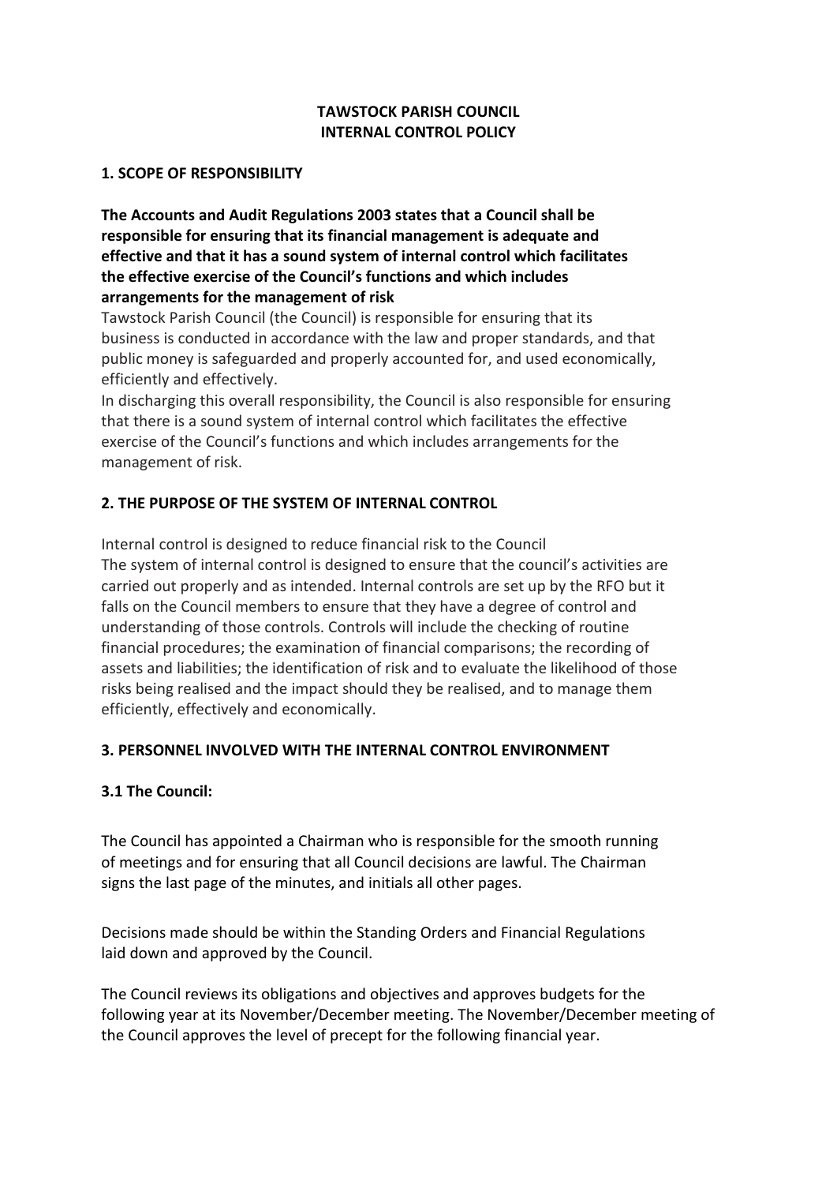# TAWSTOCK PARISH COUNCIL
# INTERNAL CONTROL POLICY

## 1. SCOPE OF RESPONSIBILITY

**The Accounts and Audit Regulations 2003 states that a Council shall be responsible for ensuring that its financial management is adequate and effective and that it has a sound system of internal control which facilitates the effective exercise of the Council's functions and which includes arrangements for the management of risk**

Tawstock Parish Council (the Council) is responsible for ensuring that its business is conducted in accordance with the law and proper standards, and that public money is safeguarded and properly accounted for, and used economically, efficiently and effectively.

In discharging this overall responsibility, the Council is also responsible for ensuring that there is a sound system of internal control which facilitates the effective exercise of the Council's functions and which includes arrangements for the management of risk.

## 2. THE PURPOSE OF THE SYSTEM OF INTERNAL CONTROL

Internal control is designed to reduce financial risk to the Council

The system of internal control is designed to ensure that the council's activities are carried out properly and as intended. Internal controls are set up by the RFO but it falls on the Council members to ensure that they have a degree of control and understanding of those controls. Controls will include the checking of routine financial procedures; the examination of financial comparisons; the recording of assets and liabilities; the identification of risk and to evaluate the likelihood of those risks being realised and the impact should they be realised, and to manage them efficiently, effectively and economically.

## 3. PERSONNEL INVOLVED WITH THE INTERNAL CONTROL ENVIRONMENT

### 3.1 The Council:

The Council has appointed a Chairman who is responsible for the smooth running of meetings and for ensuring that all Council decisions are lawful. The Chairman signs the last page of the minutes, and initials all other pages.

Decisions made should be within the Standing Orders and Financial Regulations laid down and approved by the Council.

The Council reviews its obligations and objectives and approves budgets for the following year at its November/December meeting. The November/December meeting of the Council approves the level of precept for the following financial year.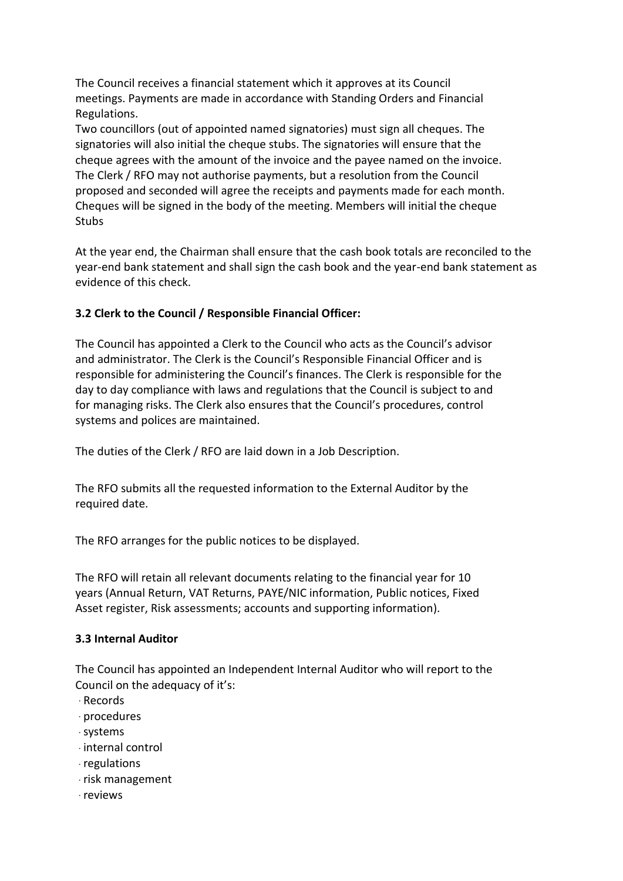The Council receives a financial statement which it approves at its Council meetings. Payments are made in accordance with Standing Orders and Financial Regulations.

Two councillors (out of appointed named signatories) must sign all cheques. The signatories will also initial the cheque stubs. The signatories will ensure that the cheque agrees with the amount of the invoice and the payee named on the invoice. The Clerk / RFO may not authorise payments, but a resolution from the Council proposed and seconded will agree the receipts and payments made for each month. Cheques will be signed in the body of the meeting. Members will initial the cheque Stubs

At the year end, the Chairman shall ensure that the cash book totals are reconciled to the year-end bank statement and shall sign the cash book and the year-end bank statement as evidence of this check.

**3.2 Clerk to the Council / Responsible Financial Officer:**

The Council has appointed a Clerk to the Council who acts as the Council's advisor and administrator. The Clerk is the Council's Responsible Financial Officer and is responsible for administering the Council's finances. The Clerk is responsible for the day to day compliance with laws and regulations that the Council is subject to and for managing risks. The Clerk also ensures that the Council's procedures, control systems and polices are maintained.

The duties of the Clerk / RFO are laid down in a Job Description.

The RFO submits all the requested information to the External Auditor by the required date.

The RFO arranges for the public notices to be displayed.

The RFO will retain all relevant documents relating to the financial year for 10 years (Annual Return, VAT Returns, PAYE/NIC information, Public notices, Fixed Asset register, Risk assessments; accounts and supporting information).

**3.3 Internal Auditor**

The Council has appointed an Independent Internal Auditor who will report to the Council on the adequacy of it's:

- Records
- procedures
- systems
- internal control
- regulations
- risk management
- reviews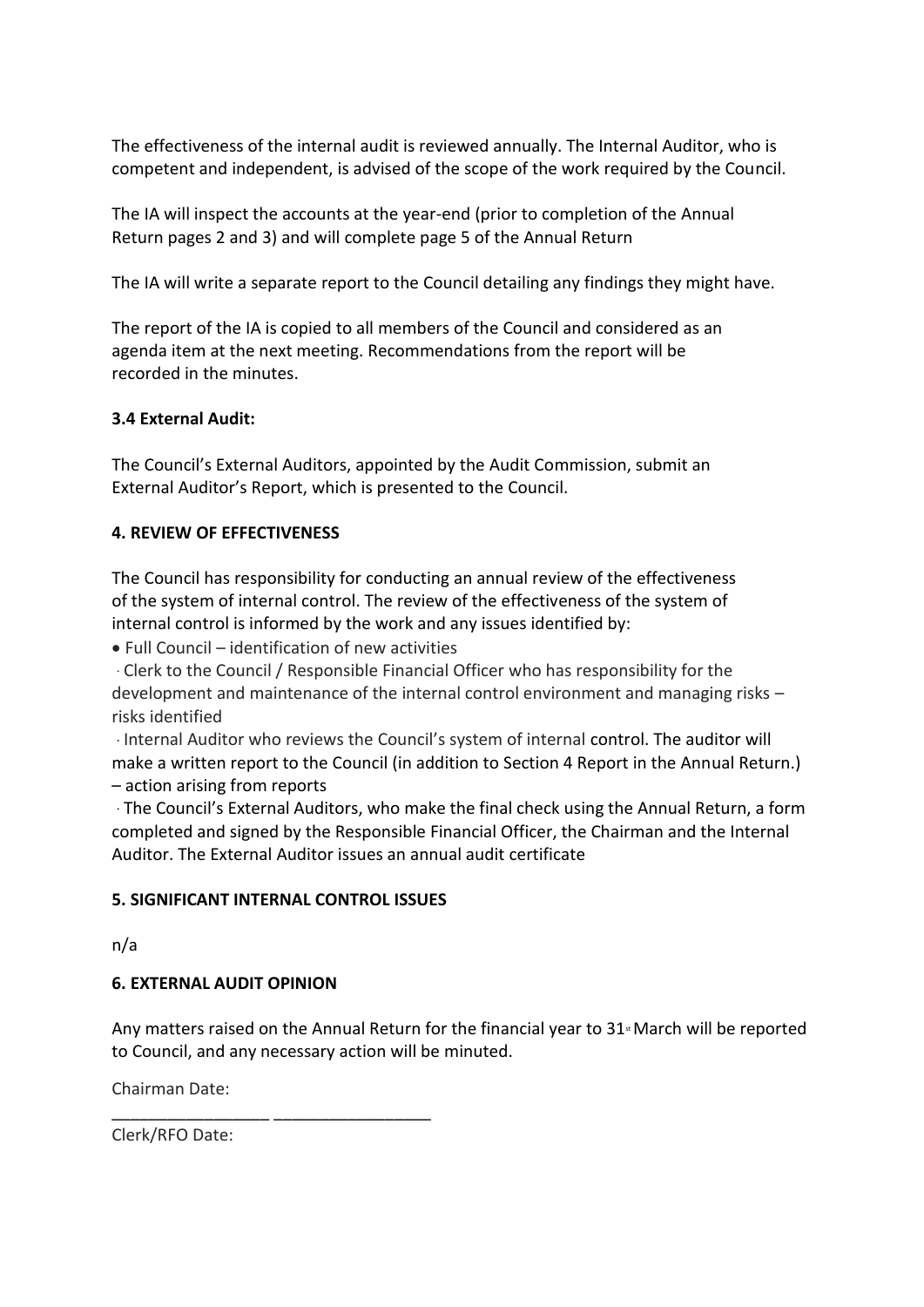The effectiveness of the internal audit is reviewed annually. The Internal Auditor, who is competent and independent, is advised of the scope of the work required by the Council.

The IA will inspect the accounts at the year-end (prior to completion of the Annual Return pages 2 and 3) and will complete page 5 of the Annual Return

The IA will write a separate report to the Council detailing any findings they might have.

The report of the IA is copied to all members of the Council and considered as an agenda item at the next meeting. Recommendations from the report will be recorded in the minutes.

**3.4 External Audit:**

The Council's External Auditors, appointed by the Audit Commission, submit an External Auditor's Report, which is presented to the Council.

**4. REVIEW OF EFFECTIVENESS**

The Council has responsibility for conducting an annual review of the effectiveness of the system of internal control. The review of the effectiveness of the system of internal control is informed by the work and any issues identified by:

- Full Council – identification of new activities
- Clerk to the Council / Responsible Financial Officer who has responsibility for the development and maintenance of the internal control environment and managing risks – risks identified
- Internal Auditor who reviews the Council's system of internal control. The auditor will make a written report to the Council (in addition to Section 4 Report in the Annual Return.) – action arising from reports
- The Council's External Auditors, who make the final check using the Annual Return, a form completed and signed by the Responsible Financial Officer, the Chairman and the Internal Auditor. The External Auditor issues an annual audit certificate

**5. SIGNIFICANT INTERNAL CONTROL ISSUES**

n/a

**6. EXTERNAL AUDIT OPINION**

Any matters raised on the Annual Return for the financial year to 31st March will be reported to Council, and any necessary action will be minuted.

Chairman Date:

_________________ _________________

Clerk/RFO Date: